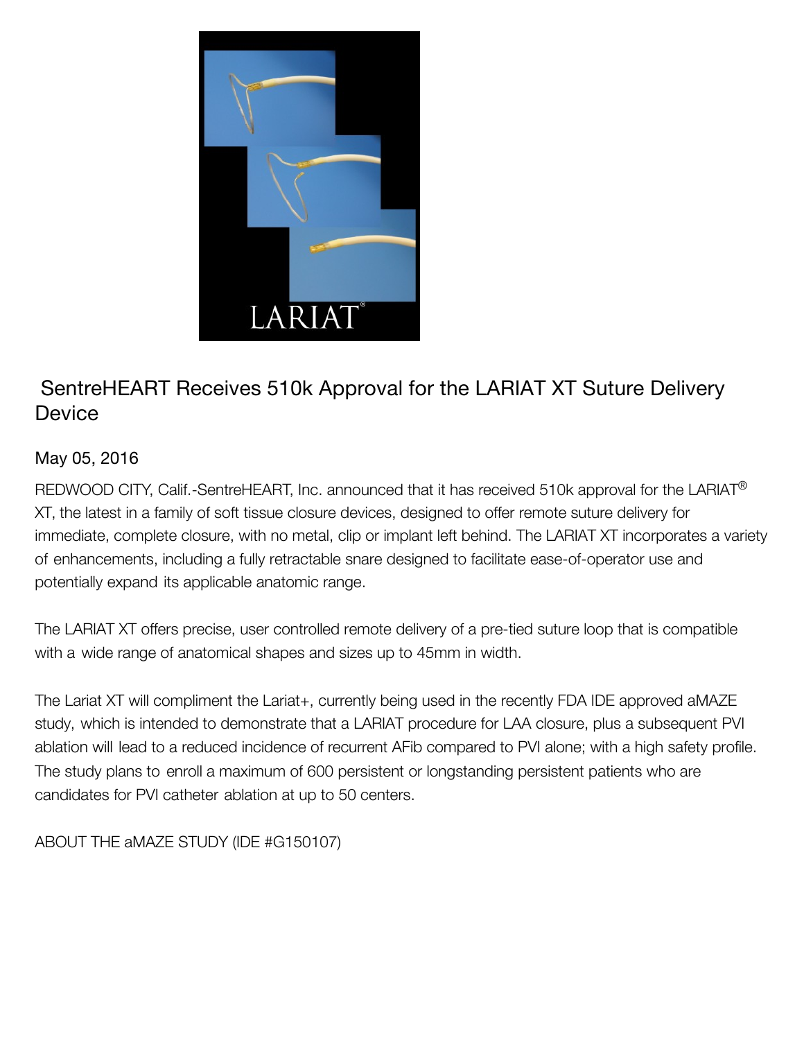# SentreHEART Receives 510k Approval for the LARIAT XT Suture Delivery Device

May 05, 2016

REDWOOD CITY, Calif.-SentreHEART, Inc. announced that it has received 510k approval for the LARIAT® XT, the latest in a family of soft tissue closure devices, designed to offer remote suture delivery for immediate, complete closure, with no metal, clip or implant left behind. The LARIAT XT incorporates a variety of enhancements, including a fully retractable snare designed to facilitate ease-of-operator use and potentially expand its applicable anatomic range.

The LARIAT XT offers precise, user controlled remote delivery of a pre-tied suture loop that is compatible with a wide range of anatomical shapes and sizes up to 45mm in width.

The Lariat XT will compliment the Lariat+, currently being used in the recently FDA IDE approved aMAZE study, which is intended to demonstrate that a LARIAT procedure for LAA closure, plus a subsequent PVI ablation will lead to a reduced incidence of recurrent AFib compared to PVI alone; with a high safety profile. The study plans to enroll a maximum of 600 persistent or longstanding persistent patients who are candidates for PVI catheter ablation at up to 50 centers.

ABOUT THE aMAZE STUDY (IDE #G150107)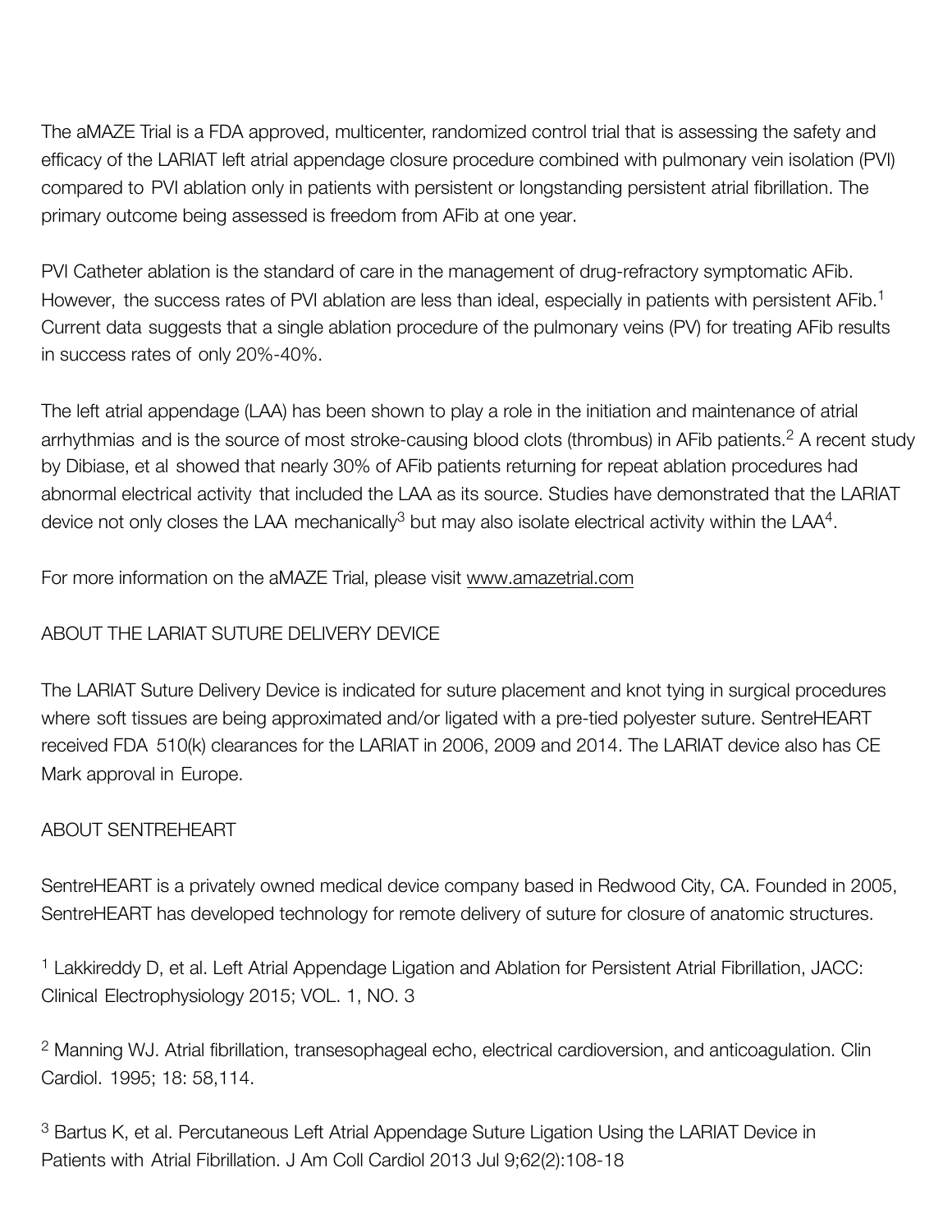The aMAZE Trial is a FDA approved, multicenter, randomized control trial that is assessing the safety and efficacy of the LARIAT left atrial appendage closure procedure combined with pulmonary vein isolation (PVI) compared to PVI ablation only in patients with persistent or longstanding persistent atrial fibrillation. The primary outcome being assessed is freedom from AFib at one year.

PVI Catheter ablation is the standard of care in the management of drug-refractory symptomatic AFib. However, the success rates of PVI ablation are less than ideal, especially in patients with persistent AFib.[1] Current data suggests that a single ablation procedure of the pulmonary veins (PV) for treating AFib results in success rates of only 20%-40%.

The left atrial appendage (LAA) has been shown to play a role in the initiation and maintenance of atrial arrhythmias and is the source of most stroke-causing blood clots (thrombus) in AFib patients.[2] A recent study by Dibiase, et al showed that nearly 30% of AFib patients returning for repeat ablation procedures had abnormal electrical activity that included the LAA as its source. Studies have demonstrated that the LARIAT device not only closes the LAA mechanically[3] but may also isolate electrical activity within the LAA[4].

For more information on the aMAZE Trial, please visit www.amazetrial.com

## ABOUT THE LARIAT SUTURE DELIVERY DEVICE

The LARIAT Suture Delivery Device is indicated for suture placement and knot tying in surgical procedures where soft tissues are being approximated and/or ligated with a pre-tied polyester suture. SentreHEART received FDA 510(k) clearances for the LARIAT in 2006, 2009 and 2014. The LARIAT device also has CE Mark approval in Europe.

## ABOUT SENTREHEART

SentreHEART is a privately owned medical device company based in Redwood City, CA. Founded in 2005, SentreHEART has developed technology for remote delivery of suture for closure of anatomic structures.

[1] Lakkireddy D, et al. Left Atrial Appendage Ligation and Ablation for Persistent Atrial Fibrillation, JACC: Clinical Electrophysiology 2015; VOL. 1, NO. 3

[2] Manning WJ. Atrial fibrillation, transesophageal echo, electrical cardioversion, and anticoagulation. Clin Cardiol. 1995; 18: 58,114.

[3] Bartus K, et al. Percutaneous Left Atrial Appendage Suture Ligation Using the LARIAT Device in Patients with Atrial Fibrillation. J Am Coll Cardiol 2013 Jul 9;62(2):108-18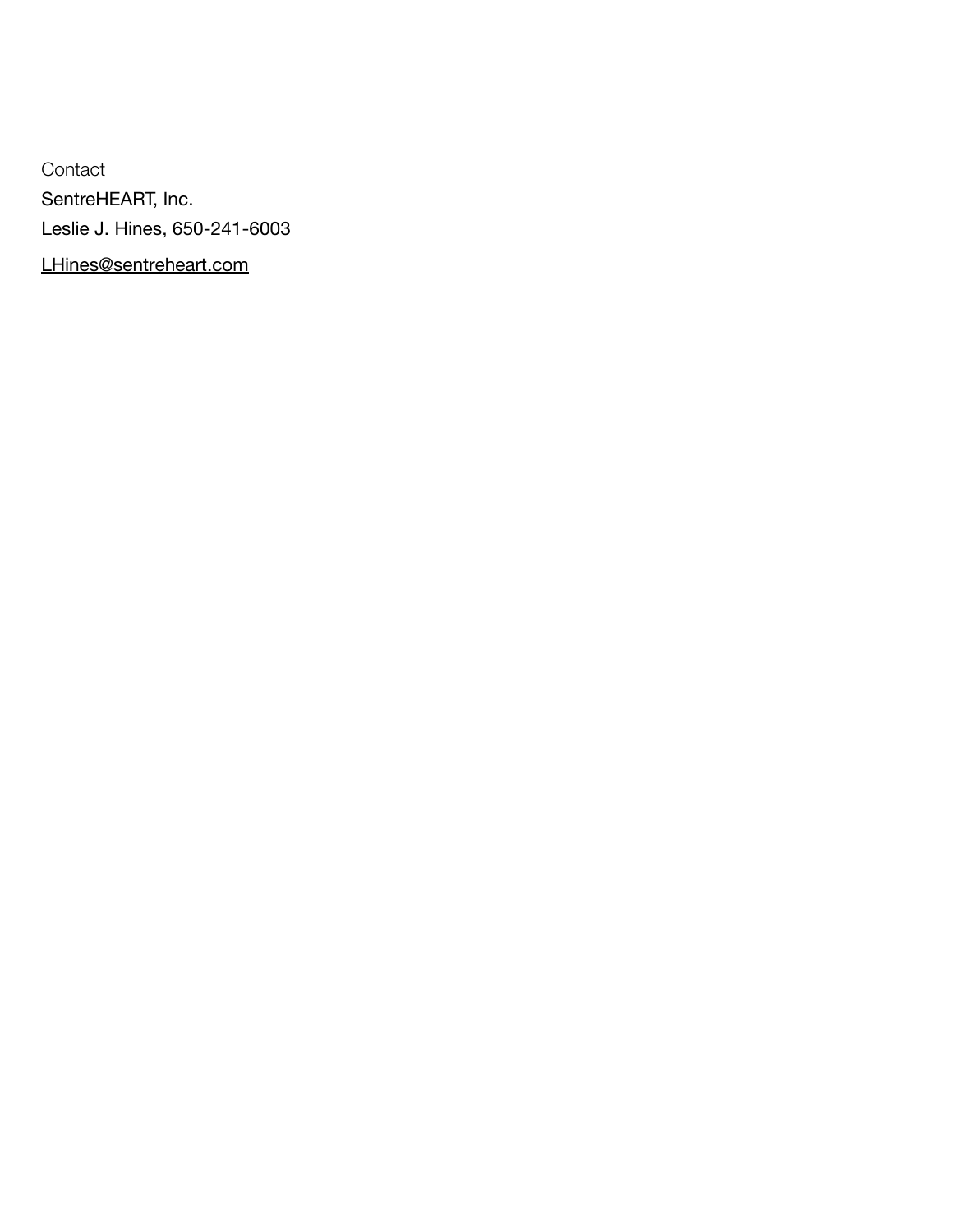Contact

SentreHEART, Inc.

Leslie J. Hines, 650-241-6003

LHines@sentreheart.com